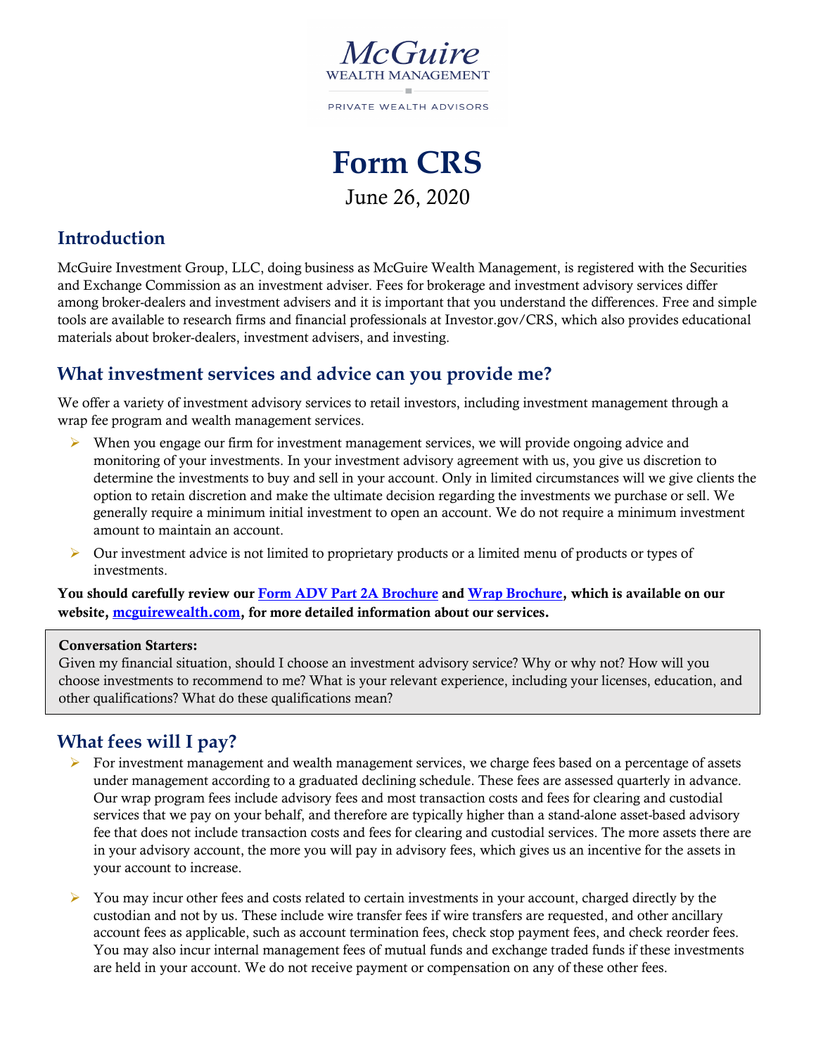McGuire
WEALTH MANAGEMENT
PRIVATE WEALTH ADVISORS

# Form CRS

June 26, 2020

## Introduction

McGuire Investment Group, LLC, doing business as McGuire Wealth Management, is registered with the Securities and Exchange Commission as an investment adviser. Fees for brokerage and investment advisory services differ among broker-dealers and investment advisers and it is important that you understand the differences. Free and simple tools are available to research firms and financial professionals at Investor.gov/CRS, which also provides educational materials about broker-dealers, investment advisers, and investing.

## What investment services and advice can you provide me?

We offer a variety of investment advisory services to retail investors, including investment management through a wrap fee program and wealth management services.

- When you engage our firm for investment management services, we will provide ongoing advice and monitoring of your investments. In your investment advisory agreement with us, you give us discretion to determine the investments to buy and sell in your account. Only in limited circumstances will we give clients the option to retain discretion and make the ultimate decision regarding the investments we purchase or sell. We generally require a minimum initial investment to open an account. We do not require a minimum investment amount to maintain an account.
- Our investment advice is not limited to proprietary products or a limited menu of products or types of investments.

**You should carefully review our [Form ADV Part 2A Brochure] and [Wrap Brochure], which is available on our website, [mcguirewealth.com], for more detailed information about our services.**

> **Conversation Starters:**
> Given my financial situation, should I choose an investment advisory service? Why or why not? How will you choose investments to recommend to me? What is your relevant experience, including your licenses, education, and other qualifications? What do these qualifications mean?

## What fees will I pay?

- For investment management and wealth management services, we charge fees based on a percentage of assets under management according to a graduated declining schedule. These fees are assessed quarterly in advance. Our wrap program fees include advisory fees and most transaction costs and fees for clearing and custodial services that we pay on your behalf, and therefore are typically higher than a stand-alone asset-based advisory fee that does not include transaction costs and fees for clearing and custodial services. The more assets there are in your advisory account, the more you will pay in advisory fees, which gives us an incentive for the assets in your account to increase.
- You may incur other fees and costs related to certain investments in your account, charged directly by the custodian and not by us. These include wire transfer fees if wire transfers are requested, and other ancillary account fees as applicable, such as account termination fees, check stop payment fees, and check reorder fees. You may also incur internal management fees of mutual funds and exchange traded funds if these investments are held in your account. We do not receive payment or compensation on any of these other fees.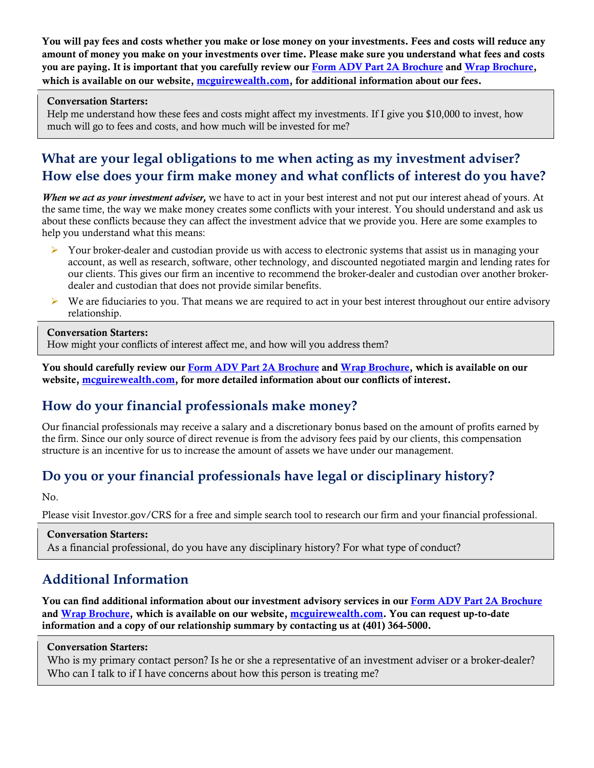**You will pay fees and costs whether you make or lose money on your investments. Fees and costs will reduce any amount of money you make on your investments over time. Please make sure you understand what fees and costs you are paying. It is important that you carefully review our [Form ADV Part 2A Brochure] and [Wrap Brochure], which is available on our website, [mcguirewealth.com], for additional information about our fees.**

> **Conversation Starters:**
> Help me understand how these fees and costs might affect my investments. If I give you $10,000 to invest, how much will go to fees and costs, and how much will be invested for me?

## What are your legal obligations to me when acting as my investment adviser? How else does your firm make money and what conflicts of interest do you have?

***When we act as your investment adviser,*** we have to act in your best interest and not put our interest ahead of yours. At the same time, the way we make money creates some conflicts with your interest. You should understand and ask us about these conflicts because they can affect the investment advice that we provide you. Here are some examples to help you understand what this means:

- Your broker-dealer and custodian provide us with access to electronic systems that assist us in managing your account, as well as research, software, other technology, and discounted negotiated margin and lending rates for our clients. This gives our firm an incentive to recommend the broker-dealer and custodian over another broker-dealer and custodian that does not provide similar benefits.
- We are fiduciaries to you. That means we are required to act in your best interest throughout our entire advisory relationship.

> **Conversation Starters:**
> How might your conflicts of interest affect me, and how will you address them?

**You should carefully review our [Form ADV Part 2A Brochure] and [Wrap Brochure], which is available on our website, [mcguirewealth.com], for more detailed information about our conflicts of interest.**

## How do your financial professionals make money?

Our financial professionals may receive a salary and a discretionary bonus based on the amount of profits earned by the firm. Since our only source of direct revenue is from the advisory fees paid by our clients, this compensation structure is an incentive for us to increase the amount of assets we have under our management.

## Do you or your financial professionals have legal or disciplinary history?

No.

Please visit Investor.gov/CRS for a free and simple search tool to research our firm and your financial professional.

> **Conversation Starters:**
> As a financial professional, do you have any disciplinary history? For what type of conduct?

## Additional Information

**You can find additional information about our investment advisory services in our [Form ADV Part 2A Brochure] and [Wrap Brochure], which is available on our website, [mcguirewealth.com]. You can request up-to-date information and a copy of our relationship summary by contacting us at (401) 364-5000.**

> **Conversation Starters:**
> Who is my primary contact person? Is he or she a representative of an investment adviser or a broker-dealer? Who can I talk to if I have concerns about how this person is treating me?